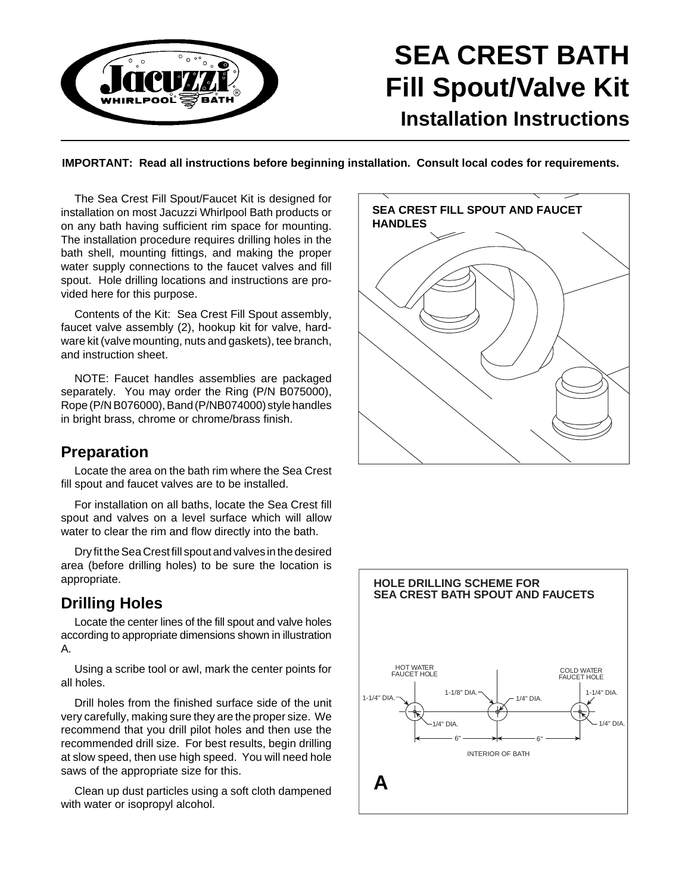# SEA CREST BATH Fill Spout/Valve Kit

## Installation Instructions

**IMPORTANT: Read all instructions before beginning installation. Consult local codes for requirements.**

The Sea Crest Fill Spout/Faucet Kit is designed for installation on most Jacuzzi Whirlpool Bath products or on any bath having sufficient rim space for mounting. The installation procedure requires drilling holes in the bath shell, mounting fittings, and making the proper water supply connections to the faucet valves and fill spout. Hole drilling locations and instructions are provided here for this purpose.

Contents of the Kit: Sea Crest Fill Spout assembly, faucet valve assembly (2), hookup kit for valve, hardware kit (valve mounting, nuts and gaskets), tee branch, and instruction sheet.

NOTE: Faucet handles assemblies are packaged separately. You may order the Ring (P/N B075000), Rope (P/N B076000), Band (P/NB074000) style handles in bright brass, chrome or chrome/brass finish.

SEA CREST FILL SPOUT AND FAUCET HANDLES

## Preparation

Locate the area on the bath rim where the Sea Crest fill spout and faucet valves are to be installed.

For installation on all baths, locate the Sea Crest fill spout and valves on a level surface which will allow water to clear the rim and flow directly into the bath.

Dry fit the Sea Crest fill spout and valves in the desired area (before drilling holes) to be sure the location is appropriate.

## Drilling Holes

Locate the center lines of the fill spout and valve holes according to appropriate dimensions shown in illustration A.

Using a scribe tool or awl, mark the center points for all holes.

Drill holes from the finished surface side of the unit very carefully, making sure they are the proper size. We recommend that you drill pilot holes and then use the recommended drill size. For best results, begin drilling at slow speed, then use high speed. You will need hole saws of the appropriate size for this.

Clean up dust particles using a soft cloth dampened with water or isopropyl alcohol.

HOLE DRILLING SCHEME FOR SEA CREST BATH SPOUT AND FAUCETS

HOT WATER FAUCET HOLE — 1-1/4" DIA., 1/4" DIA.
1-1/8" DIA., 1/4" DIA.
COLD WATER FAUCET HOLE — 1-1/4" DIA., 1/4" DIA.
6" — 6"
INTERIOR OF BATH

A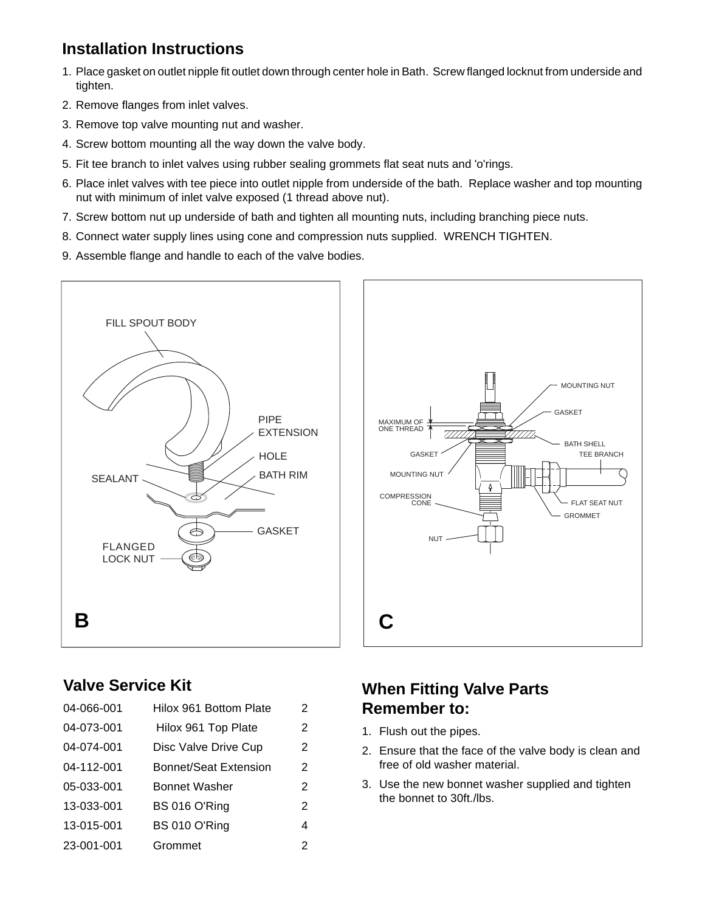## Installation Instructions

1. Place gasket on outlet nipple fit outlet down through center hole in Bath. Screw flanged locknut from underside and tighten.
2. Remove flanges from inlet valves.
3. Remove top valve mounting nut and washer.
4. Screw bottom mounting all the way down the valve body.
5. Fit tee branch to inlet valves using rubber sealing grommets flat seat nuts and 'o'rings.
6. Place inlet valves with tee piece into outlet nipple from underside of the bath. Replace washer and top mounting nut with minimum of inlet valve exposed (1 thread above nut).
7. Screw bottom nut up underside of bath and tighten all mounting nuts, including branching piece nuts.
8. Connect water supply lines using cone and compression nuts supplied. WRENCH TIGHTEN.
9. Assemble flange and handle to each of the valve bodies.

FILL SPOUT BODY
PIPE EXTENSION
HOLE
SEALANT
BATH RIM
GASKET
FLANGED LOCK NUT

**B**

MOUNTING NUT
GASKET
MAXIMUM OF ONE THREAD
BATH SHELL
GASKET
TEE BRANCH
MOUNTING NUT
COMPRESSION CONE
FLAT SEAT NUT
GROMMET
NUT

**C**

## Valve Service Kit

| | | |
|---|---|---|
| 04-066-001 | Hilox 961 Bottom Plate | 2 |
| 04-073-001 | Hilox 961 Top Plate | 2 |
| 04-074-001 | Disc Valve Drive Cup | 2 |
| 04-112-001 | Bonnet/Seat Extension | 2 |
| 05-033-001 | Bonnet Washer | 2 |
| 13-033-001 | BS 016 O'Ring | 2 |
| 13-015-001 | BS 010 O'Ring | 4 |
| 23-001-001 | Grommet | 2 |

## When Fitting Valve Parts Remember to:

1. Flush out the pipes.
2. Ensure that the face of the valve body is clean and free of old washer material.
3. Use the new bonnet washer supplied and tighten the bonnet to 30ft./lbs.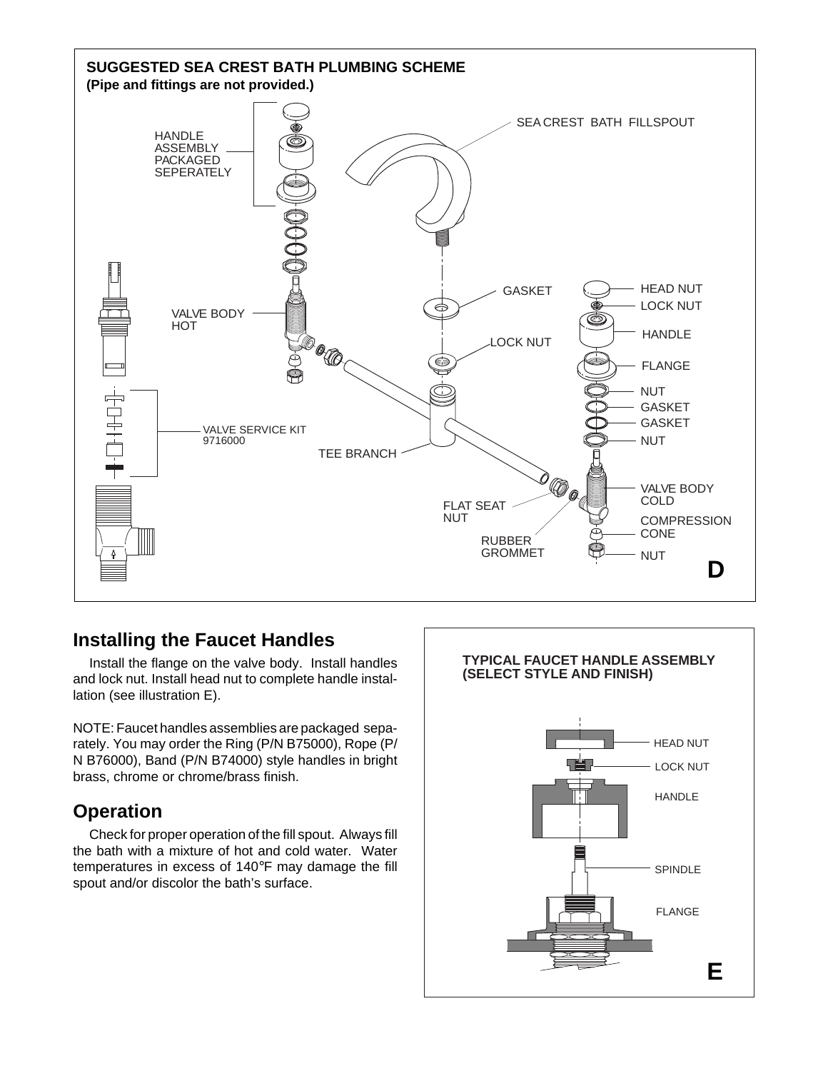**SUGGESTED SEA CREST BATH PLUMBING SCHEME**
**(Pipe and fittings are not provided.)**

HANDLE ASSEMBLY PACKAGED SEPERATELY

SEA CREST BATH FILLSPOUT

VALVE BODY HOT

GASKET

LOCK NUT

HEAD NUT

LOCK NUT

HANDLE

FLANGE

NUT

GASKET

GASKET

NUT

VALVE SERVICE KIT 9716000

TEE BRANCH

VALVE BODY COLD

COMPRESSION CONE

NUT

FLAT SEAT NUT

RUBBER GROMMET

**D**

## Installing the Faucet Handles

Install the flange on the valve body. Install handles and lock nut. Install head nut to complete handle installation (see illustration E).

NOTE: Faucet handles assemblies are packaged separately. You may order the Ring (P/N B75000), Rope (P/N B76000), Band (P/N B74000) style handles in bright brass, chrome or chrome/brass finish.

## Operation

Check for proper operation of the fill spout. Always fill the bath with a mixture of hot and cold water. Water temperatures in excess of 140°F may damage the fill spout and/or discolor the bath's surface.

**TYPICAL FAUCET HANDLE ASSEMBLY (SELECT STYLE AND FINISH)**

HEAD NUT

LOCK NUT

HANDLE

SPINDLE

FLANGE

**E**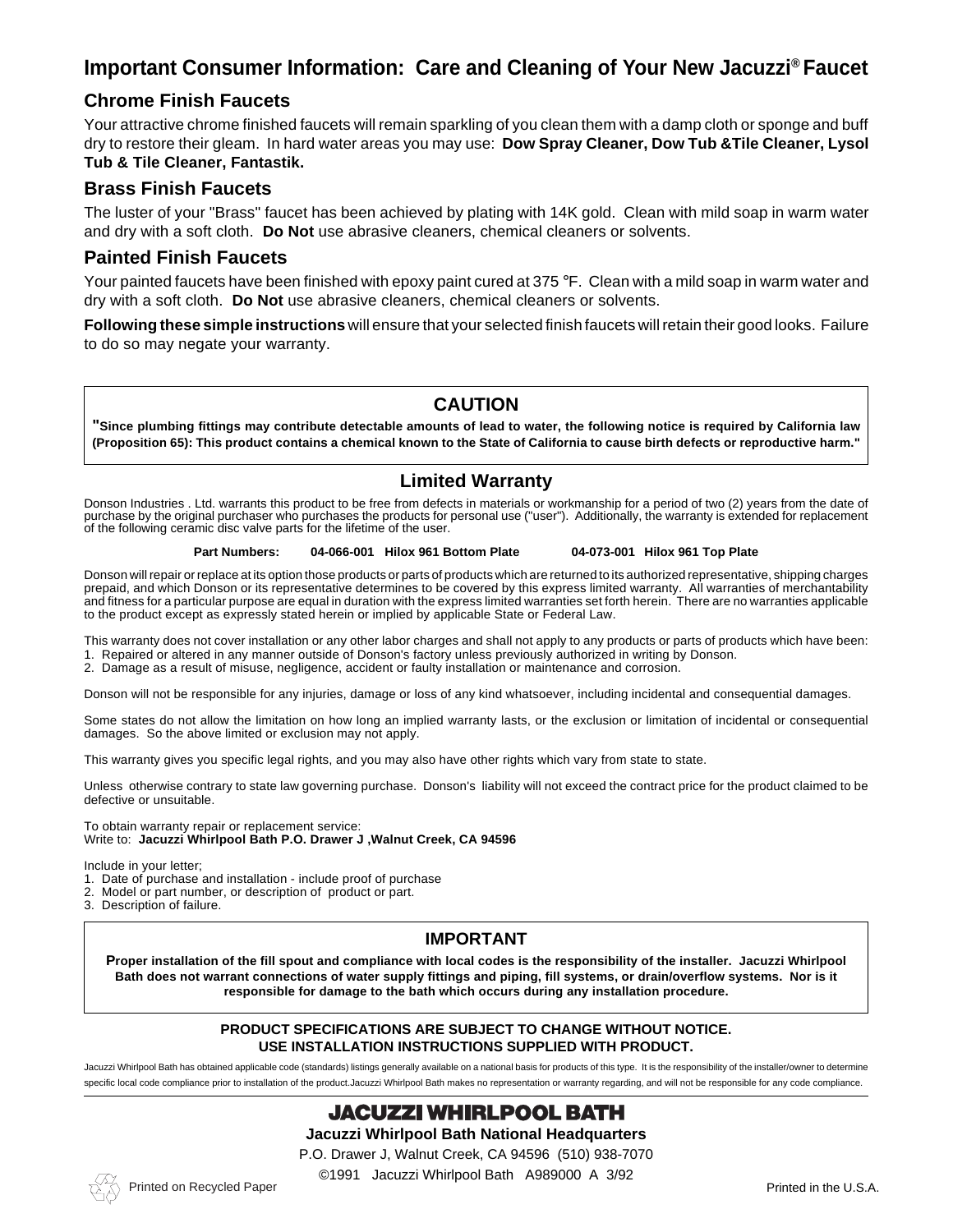## Important Consumer Information: Care and Cleaning of Your New Jacuzzi® Faucet

### Chrome Finish Faucets

Your attractive chrome finished faucets will remain sparkling of you clean them with a damp cloth or sponge and buff dry to restore their gleam. In hard water areas you may use: **Dow Spray Cleaner, Dow Tub &Tile Cleaner, Lysol Tub & Tile Cleaner, Fantastik.**

### Brass Finish Faucets

The luster of your "Brass" faucet has been achieved by plating with 14K gold. Clean with mild soap in warm water and dry with a soft cloth. **Do Not** use abrasive cleaners, chemical cleaners or solvents.

### Painted Finish Faucets

Your painted faucets have been finished with epoxy paint cured at 375 °F. Clean with a mild soap in warm water and dry with a soft cloth. **Do Not** use abrasive cleaners, chemical cleaners or solvents.

**Following these simple instructions** will ensure that your selected finish faucets will retain their good looks. Failure to do so may negate your warranty.

### CAUTION

**"Since plumbing fittings may contribute detectable amounts of lead to water, the following notice is required by California law (Proposition 65): This product contains a chemical known to the State of California to cause birth defects or reproductive harm."**

### Limited Warranty

Donson Industries . Ltd. warrants this product to be free from defects in materials or workmanship for a period of two (2) years from the date of purchase by the original purchaser who purchases the products for personal use ("user"). Additionally, the warranty is extended for replacement of the following ceramic disc valve parts for the lifetime of the user.

**Part Numbers: 04-066-001 Hilox 961 Bottom Plate 04-073-001 Hilox 961 Top Plate**

Donson will repair or replace at its option those products or parts of products which are returned to its authorized representative, shipping charges prepaid, and which Donson or its representative determines to be covered by this express limited warranty. All warranties of merchantability and fitness for a particular purpose are equal in duration with the express limited warranties set forth herein. There are no warranties applicable to the product except as expressly stated herein or implied by applicable State or Federal Law.

This warranty does not cover installation or any other labor charges and shall not apply to any products or parts of products which have been:

1. Repaired or altered in any manner outside of Donson's factory unless previously authorized in writing by Donson.
2. Damage as a result of misuse, negligence, accident or faulty installation or maintenance and corrosion.

Donson will not be responsible for any injuries, damage or loss of any kind whatsoever, including incidental and consequential damages.

Some states do not allow the limitation on how long an implied warranty lasts, or the exclusion or limitation of incidental or consequential damages. So the above limited or exclusion may not apply.

This warranty gives you specific legal rights, and you may also have other rights which vary from state to state.

Unless otherwise contrary to state law governing purchase. Donson's liability will not exceed the contract price for the product claimed to be defective or unsuitable.

To obtain warranty repair or replacement service:
Write to: **Jacuzzi Whirlpool Bath P.O. Drawer J ,Walnut Creek, CA 94596**

Include in your letter;

1. Date of purchase and installation - include proof of purchase
2. Model or part number, or description of product or part.
3. Description of failure.

### IMPORTANT

**Proper installation of the fill spout and compliance with local codes is the responsibility of the installer. Jacuzzi Whirlpool Bath does not warrant connections of water supply fittings and piping, fill systems, or drain/overflow systems. Nor is it responsible for damage to the bath which occurs during any installation procedure.**

**PRODUCT SPECIFICATIONS ARE SUBJECT TO CHANGE WITHOUT NOTICE.**
**USE INSTALLATION INSTRUCTIONS SUPPLIED WITH PRODUCT.**

Jacuzzi Whirlpool Bath has obtained applicable code (standards) listings generally available on a national basis for products of this type. It is the responsibility of the installer/owner to determine specific local code compliance prior to installation of the product.Jacuzzi Whirlpool Bath makes no representation or warranty regarding, and will not be responsible for any code compliance.

**JACUZZI WHIRLPOOL BATH**

**Jacuzzi Whirlpool Bath National Headquarters**
P.O. Drawer J, Walnut Creek, CA 94596 (510) 938-7070
©1991 Jacuzzi Whirlpool Bath A989000 A 3/92

Printed on Recycled Paper

Printed in the U.S.A.